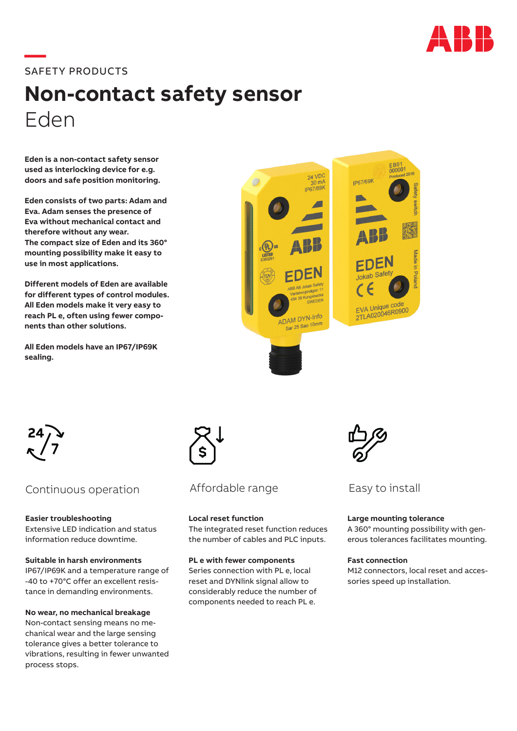SAFETY PRODUCTS

# Non-contact safety sensor
Eden

**Eden is a non-contact safety sensor used as interlocking device for e.g. doors and safe position monitoring.**

**Eden consists of two parts: Adam and Eva. Adam senses the presence of Eva without mechanical contact and therefore without any wear.
The compact size of Eden and its 360° mounting possibility make it easy to use in most applications.**

**Different models of Eden are available for different types of control modules. All Eden models make it very easy to reach PL e, often using fewer components than other solutions.**

**All Eden models have an IP67/IP69K sealing.**

## Continuous operation

**Easier troubleshooting**
Extensive LED indication and status information reduce downtime.

**Suitable in harsh environments**
IP67/IP69K and a temperature range of -40 to +70°C offer an excellent resistance in demanding environments.

**No wear, no mechanical breakage**
Non-contact sensing means no mechanical wear and the large sensing tolerance gives a better tolerance to vibrations, resulting in fewer unwanted process stops.

## Affordable range

**Local reset function**
The integrated reset function reduces the number of cables and PLC inputs.

**PL e with fewer components**
Series connection with PL e, local reset and DYNlink signal allow to considerably reduce the number of components needed to reach PL e.

## Easy to install

**Large mounting tolerance**
A 360° mounting possibility with generous tolerances facilitates mounting.

**Fast connection**
M12 connectors, local reset and accessories speed up installation.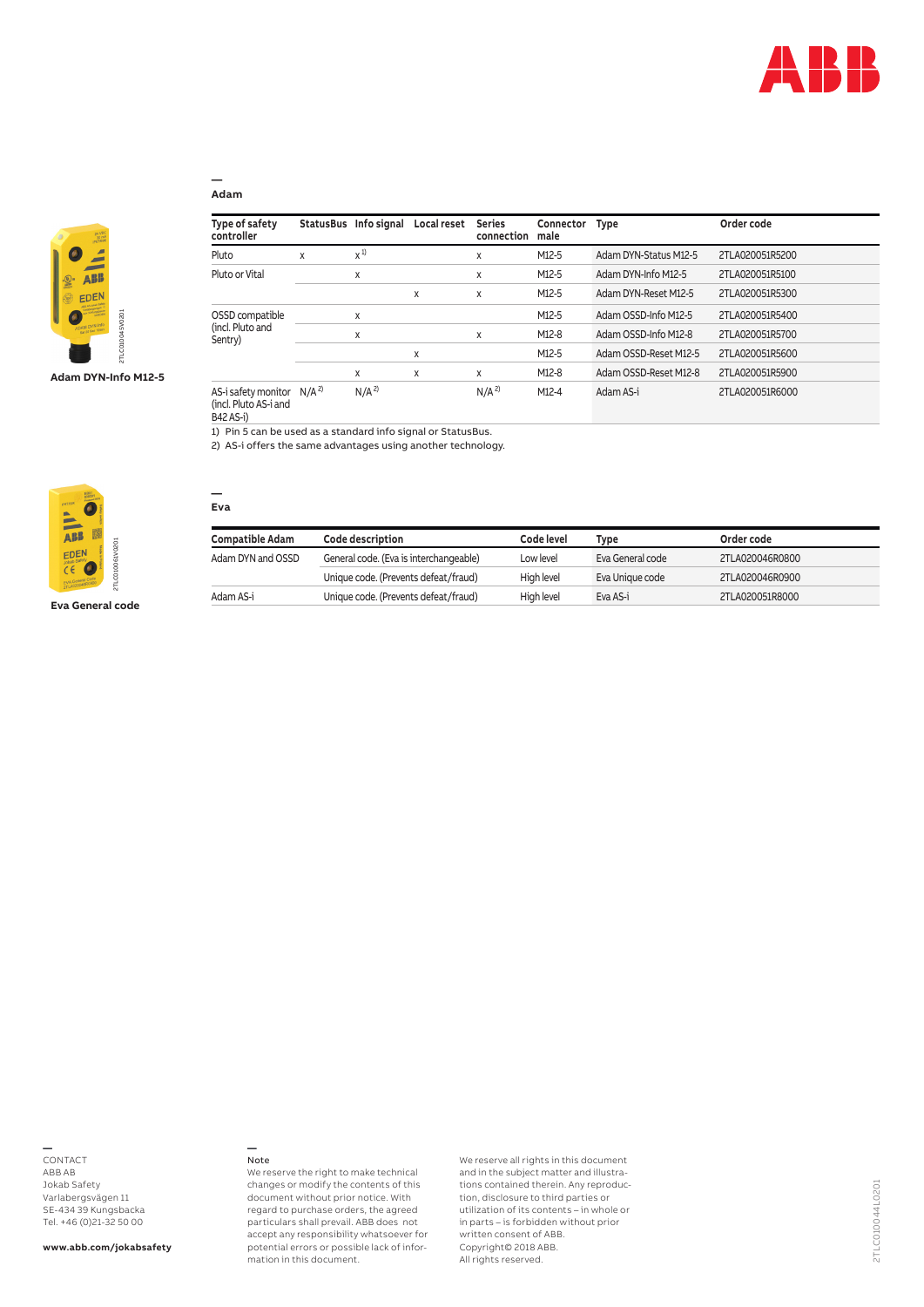## Adam

| Type of safety controller | StatusBus | Info signal | Local reset | Series connection | Connector male | Type | Order code |
|---|---|---|---|---|---|---|---|
| Pluto | x | x [1] | | x | M12-5 | Adam DYN-Status M12-5 | 2TLA020051R5200 |
| Pluto or Vital | | x | | x | M12-5 | Adam DYN-Info M12-5 | 2TLA020051R5100 |
| | | | x | x | M12-5 | Adam DYN-Reset M12-5 | 2TLA020051R5300 |
| OSSD compatible (incl. Pluto and Sentry) | | x | | | M12-5 | Adam OSSD-Info M12-5 | 2TLA020051R5400 |
| | | x | | x | M12-8 | Adam OSSD-Info M12-8 | 2TLA020051R5700 |
| | | | x | | M12-5 | Adam OSSD-Reset M12-5 | 2TLA020051R5600 |
| | | x | x | x | M12-8 | Adam OSSD-Reset M12-8 | 2TLA020051R5900 |
| AS-i safety monitor (incl. Pluto AS-i and B42 AS-i) | N/A [2] | N/A [2] | | N/A [2] | M12-4 | Adam AS-i | 2TLA020051R6000 |

1) Pin 5 can be used as a standard info signal or StatusBus.
2) AS-i offers the same advantages using another technology.

Adam DYN-Info M12-5

## Eva

| Compatible Adam | Code description | Code level | Type | Order code |
|---|---|---|---|---|
| Adam DYN and OSSD | General code. (Eva is interchangeable) | Low level | Eva General code | 2TLA020046R0800 |
| | Unique code. (Prevents defeat/fraud) | High level | Eva Unique code | 2TLA020046R0900 |
| Adam AS-i | Unique code. (Prevents defeat/fraud) | High level | Eva AS-i | 2TLA020051R8000 |

Eva General code

CONTACT
ABB AB
Jokab Safety
Varlabergsvägen 11
SE-434 39 Kungsbacka
Tel. +46 (0)21-32 50 00

**www.abb.com/jokabsafety**

Note
We reserve the right to make technical changes or modify the contents of this document without prior notice. With regard to purchase orders, the agreed particulars shall prevail. ABB does not accept any responsibility whatsoever for potential errors or possible lack of information in this document.

We reserve all rights in this document and in the subject matter and illustrations contained therein. Any reproduction, disclosure to third parties or utilization of its contents – in whole or in parts – is forbidden without prior written consent of ABB.
Copyright© 2018 ABB.
All rights reserved.

2TLC010044L0201